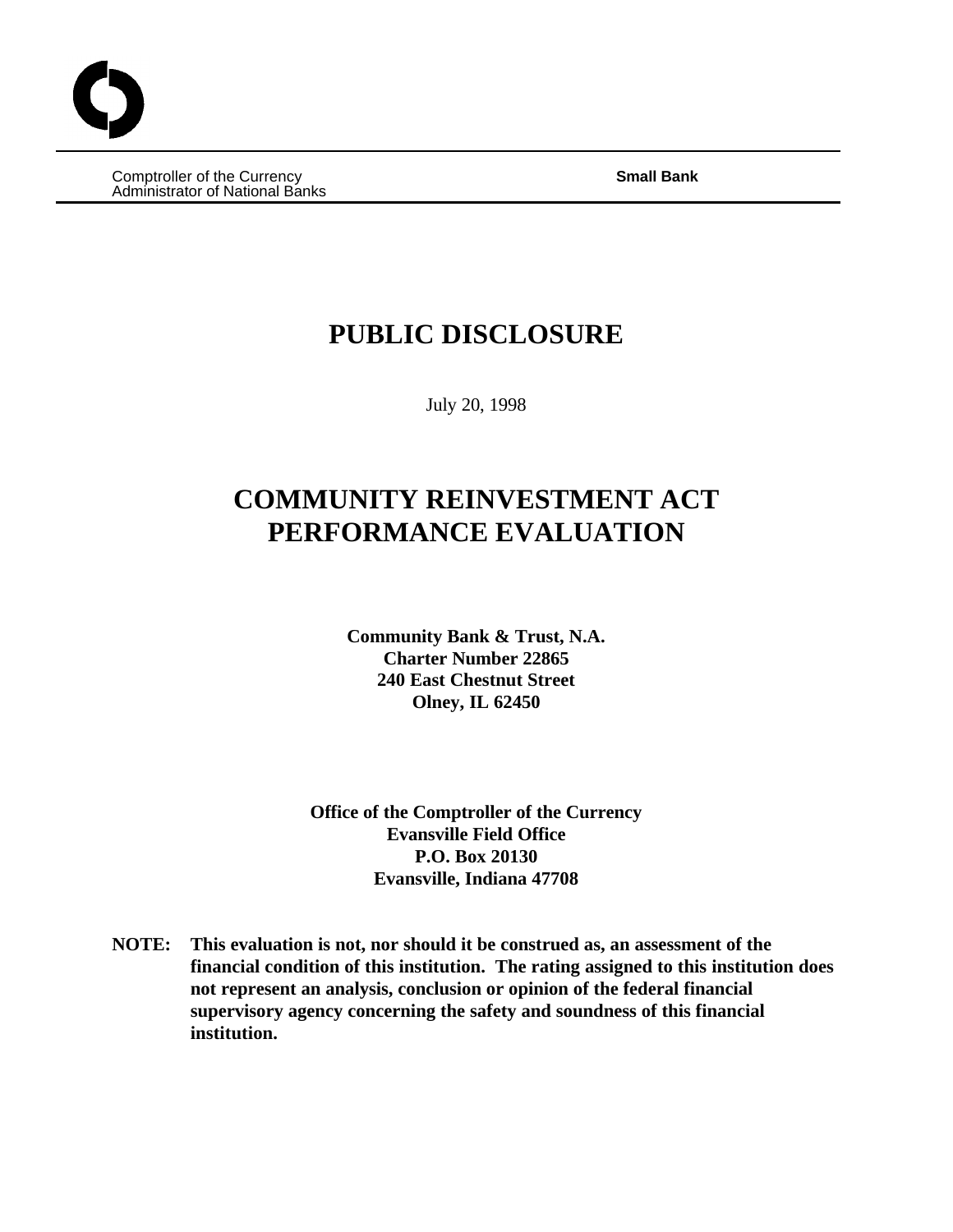Comptroller of the Currency
Administrator of National Banks

**Small Bank**

# PUBLIC DISCLOSURE

July 20, 1998

# COMMUNITY REINVESTMENT ACT PERFORMANCE EVALUATION

**Community Bank & Trust, N.A.**
**Charter Number 22865**
**240 East Chestnut Street**
**Olney, IL 62450**

**Office of the Comptroller of the Currency**
**Evansville Field Office**
**P.O. Box 20130**
**Evansville, Indiana 47708**

**NOTE: This evaluation is not, nor should it be construed as, an assessment of the financial condition of this institution. The rating assigned to this institution does not represent an analysis, conclusion or opinion of the federal financial supervisory agency concerning the safety and soundness of this financial institution.**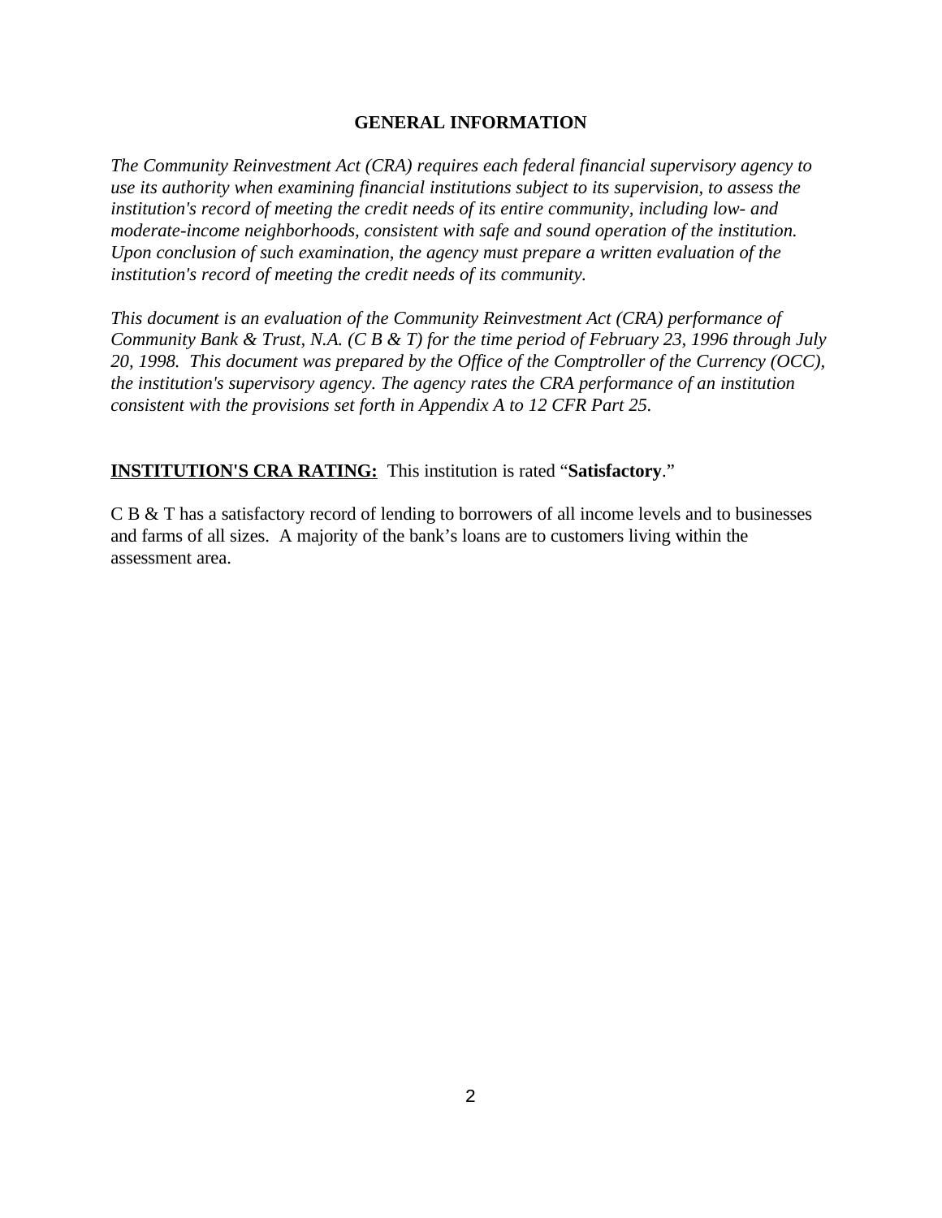## GENERAL INFORMATION

*The Community Reinvestment Act (CRA) requires each federal financial supervisory agency to use its authority when examining financial institutions subject to its supervision, to assess the institution's record of meeting the credit needs of its entire community, including low- and moderate-income neighborhoods, consistent with safe and sound operation of the institution. Upon conclusion of such examination, the agency must prepare a written evaluation of the institution's record of meeting the credit needs of its community.*

*This document is an evaluation of the Community Reinvestment Act (CRA) performance of Community Bank & Trust, N.A. (C B & T) for the time period of February 23, 1996 through July 20, 1998. This document was prepared by the Office of the Comptroller of the Currency (OCC), the institution's supervisory agency. The agency rates the CRA performance of an institution consistent with the provisions set forth in Appendix A to 12 CFR Part 25.*

**INSTITUTION'S CRA RATING:** This institution is rated "**Satisfactory**."

C B & T has a satisfactory record of lending to borrowers of all income levels and to businesses and farms of all sizes. A majority of the bank's loans are to customers living within the assessment area.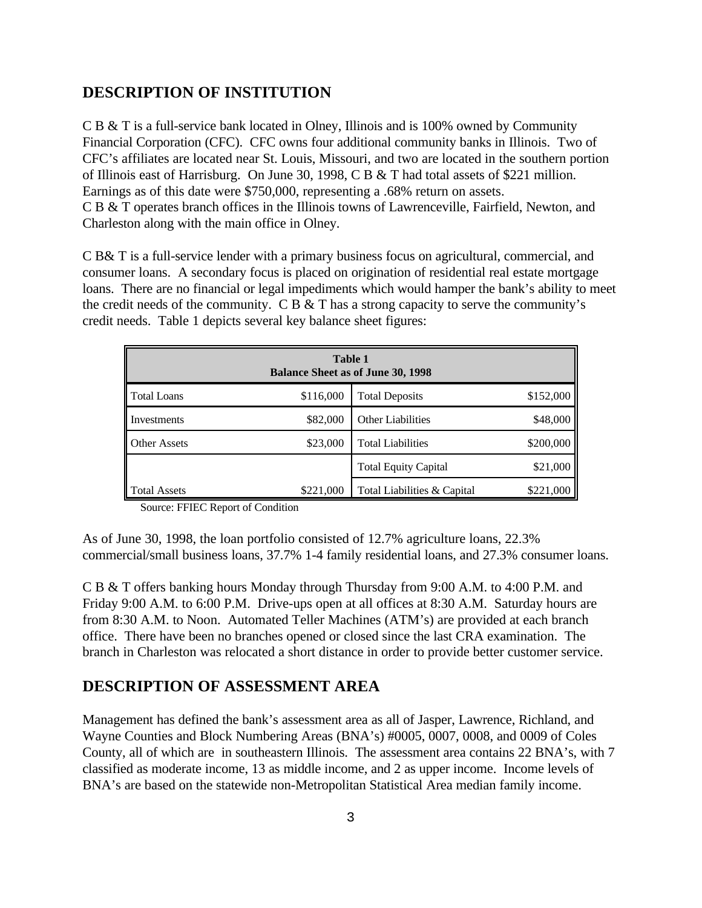## DESCRIPTION OF INSTITUTION

C B & T is a full-service bank located in Olney, Illinois and is 100% owned by Community Financial Corporation (CFC). CFC owns four additional community banks in Illinois. Two of CFC's affiliates are located near St. Louis, Missouri, and two are located in the southern portion of Illinois east of Harrisburg. On June 30, 1998, C B & T had total assets of $221 million. Earnings as of this date were $750,000, representing a .68% return on assets.
C B & T operates branch offices in the Illinois towns of Lawrenceville, Fairfield, Newton, and Charleston along with the main office in Olney.

C B& T is a full-service lender with a primary business focus on agricultural, commercial, and consumer loans. A secondary focus is placed on origination of residential real estate mortgage loans. There are no financial or legal impediments which would hamper the bank's ability to meet the credit needs of the community. C B & T has a strong capacity to serve the community's credit needs. Table 1 depicts several key balance sheet figures:

| **Table 1**<br>**Balance Sheet as of June 30, 1998** | | | |
|---|---|---|---|
| Total Loans | $116,000 | Total Deposits | $152,000 |
| Investments | $82,000 | Other Liabilities | $48,000 |
| Other Assets | $23,000 | Total Liabilities | $200,000 |
| | | Total Equity Capital | $21,000 |
| Total Assets | $221,000 | Total Liabilities & Capital | $221,000 |

Source: FFIEC Report of Condition

As of June 30, 1998, the loan portfolio consisted of 12.7% agriculture loans, 22.3% commercial/small business loans, 37.7% 1-4 family residential loans, and 27.3% consumer loans.

C B & T offers banking hours Monday through Thursday from 9:00 A.M. to 4:00 P.M. and Friday 9:00 A.M. to 6:00 P.M. Drive-ups open at all offices at 8:30 A.M. Saturday hours are from 8:30 A.M. to Noon. Automated Teller Machines (ATM's) are provided at each branch office. There have been no branches opened or closed since the last CRA examination. The branch in Charleston was relocated a short distance in order to provide better customer service.

## DESCRIPTION OF ASSESSMENT AREA

Management has defined the bank's assessment area as all of Jasper, Lawrence, Richland, and Wayne Counties and Block Numbering Areas (BNA's) #0005, 0007, 0008, and 0009 of Coles County, all of which are in southeastern Illinois. The assessment area contains 22 BNA's, with 7 classified as moderate income, 13 as middle income, and 2 as upper income. Income levels of BNA's are based on the statewide non-Metropolitan Statistical Area median family income.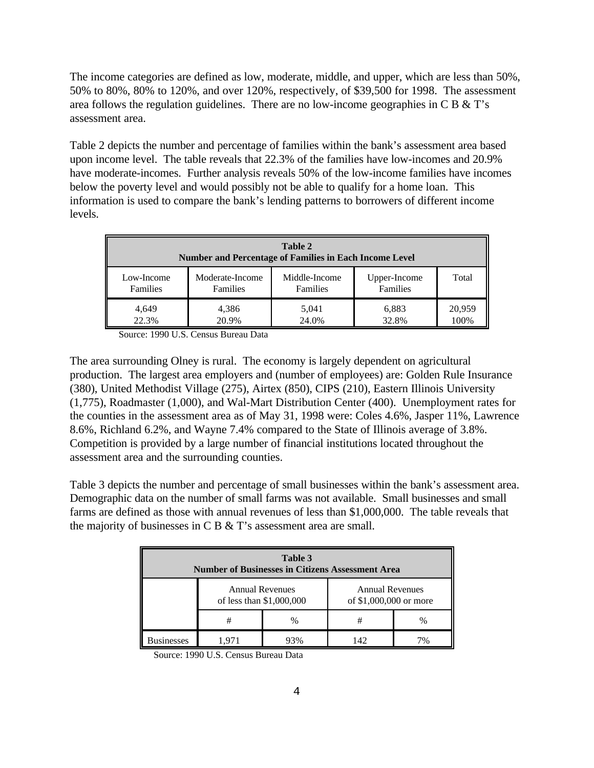The income categories are defined as low, moderate, middle, and upper, which are less than 50%, 50% to 80%, 80% to 120%, and over 120%, respectively, of $39,500 for 1998. The assessment area follows the regulation guidelines. There are no low-income geographies in C B & T's assessment area.

Table 2 depicts the number and percentage of families within the bank's assessment area based upon income level. The table reveals that 22.3% of the families have low-incomes and 20.9% have moderate-incomes. Further analysis reveals 50% of the low-income families have incomes below the poverty level and would possibly not be able to qualify for a home loan. This information is used to compare the bank's lending patterns to borrowers of different income levels.

**Table 2**
**Number and Percentage of Families in Each Income Level**

| Low-Income Families | Moderate-Income Families | Middle-Income Families | Upper-Income Families | Total |
|---|---|---|---|---|
| 4,649<br>22.3% | 4,386<br>20.9% | 5,041<br>24.0% | 6,883<br>32.8% | 20,959<br>100% |

Source: 1990 U.S. Census Bureau Data

The area surrounding Olney is rural. The economy is largely dependent on agricultural production. The largest area employers and (number of employees) are: Golden Rule Insurance (380), United Methodist Village (275), Airtex (850), CIPS (210), Eastern Illinois University (1,775), Roadmaster (1,000), and Wal-Mart Distribution Center (400). Unemployment rates for the counties in the assessment area as of May 31, 1998 were: Coles 4.6%, Jasper 11%, Lawrence 8.6%, Richland 6.2%, and Wayne 7.4% compared to the State of Illinois average of 3.8%. Competition is provided by a large number of financial institutions located throughout the assessment area and the surrounding counties.

Table 3 depicts the number and percentage of small businesses within the bank's assessment area. Demographic data on the number of small farms was not available. Small businesses and small farms are defined as those with annual revenues of less than $1,000,000. The table reveals that the majority of businesses in C B & T's assessment area are small.

**Table 3**
**Number of Businesses in Citizens Assessment Area**

| | Annual Revenues of less than $1,000,000 | | Annual Revenues of $1,000,000 or more | |
|---|---|---|---|---|
| | # | % | # | % |
| Businesses | 1,971 | 93% | 142 | 7% |

Source: 1990 U.S. Census Bureau Data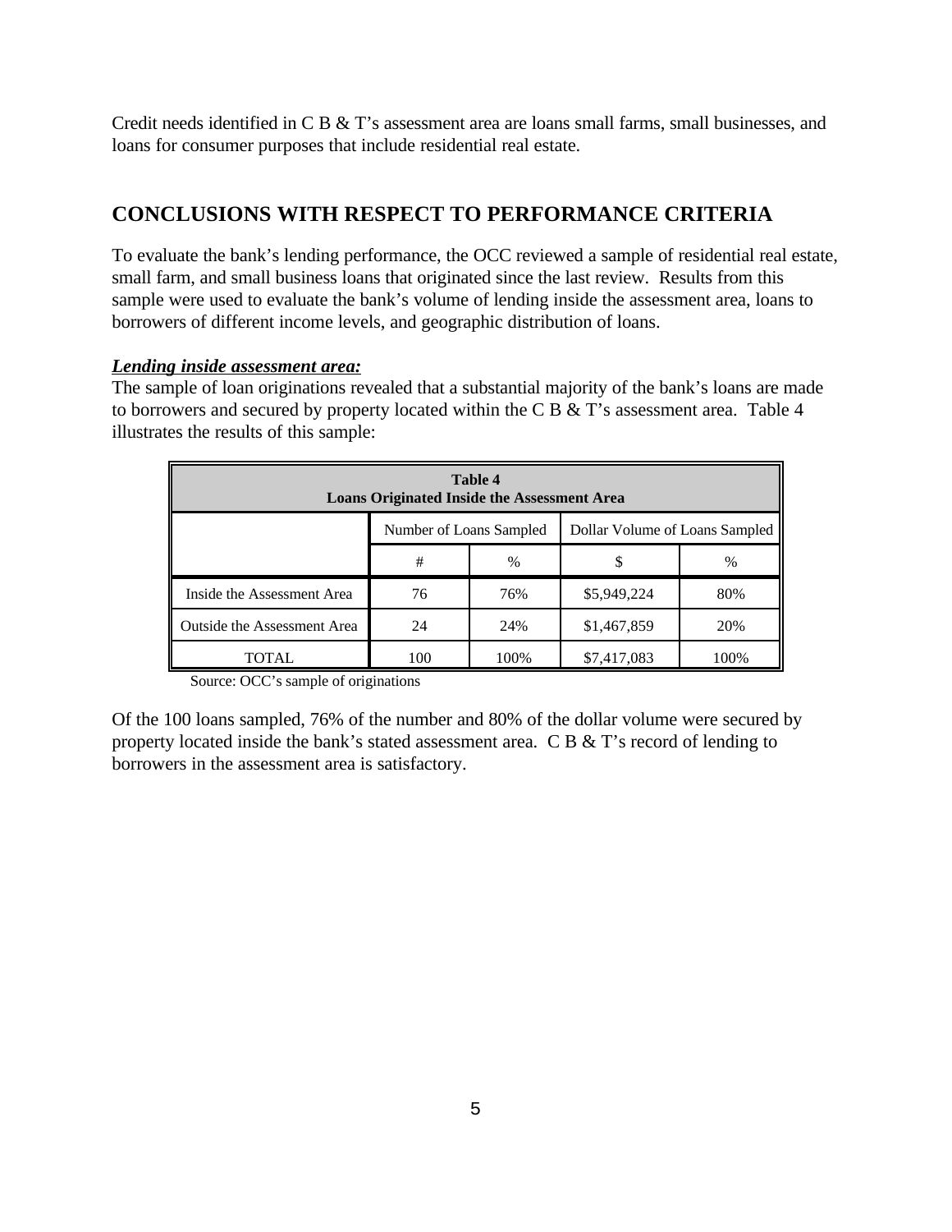Credit needs identified in C B & T's assessment area are loans small farms, small businesses, and loans for consumer purposes that include residential real estate.

## CONCLUSIONS WITH RESPECT TO PERFORMANCE CRITERIA

To evaluate the bank's lending performance, the OCC reviewed a sample of residential real estate, small farm, and small business loans that originated since the last review. Results from this sample were used to evaluate the bank's volume of lending inside the assessment area, loans to borrowers of different income levels, and geographic distribution of loans.

***Lending inside assessment area:***

The sample of loan originations revealed that a substantial majority of the bank's loans are made to borrowers and secured by property located within the C B & T's assessment area. Table 4 illustrates the results of this sample:

**Table 4**
**Loans Originated Inside the Assessment Area**

| | Number of Loans Sampled | | Dollar Volume of Loans Sampled | |
|---|---|---|---|---|
| | # | % | $ | % |
| Inside the Assessment Area | 76 | 76% | $5,949,224 | 80% |
| Outside the Assessment Area | 24 | 24% | $1,467,859 | 20% |
| TOTAL | 100 | 100% | $7,417,083 | 100% |

Source: OCC's sample of originations

Of the 100 loans sampled, 76% of the number and 80% of the dollar volume were secured by property located inside the bank's stated assessment area. C B & T's record of lending to borrowers in the assessment area is satisfactory.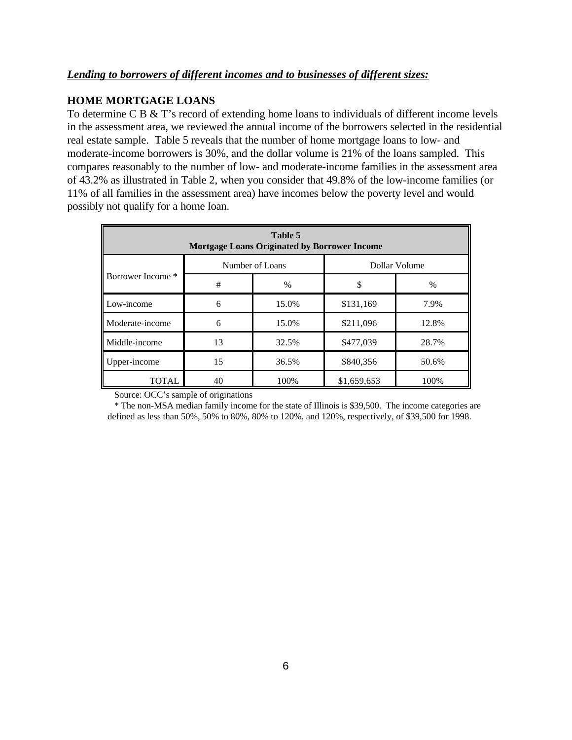***Lending to borrowers of different incomes and to businesses of different sizes:***

**HOME MORTGAGE LOANS**

To determine C B & T's record of extending home loans to individuals of different income levels in the assessment area, we reviewed the annual income of the borrowers selected in the residential real estate sample. Table 5 reveals that the number of home mortgage loans to low- and moderate-income borrowers is 30%, and the dollar volume is 21% of the loans sampled. This compares reasonably to the number of low- and moderate-income families in the assessment area of 43.2% as illustrated in Table 2, when you consider that 49.8% of the low-income families (or 11% of all families in the assessment area) have incomes below the poverty level and would possibly not qualify for a home loan.

**Table 5**
**Mortgage Loans Originated by Borrower Income**

| Borrower Income * | Number of Loans | | Dollar Volume | |
|---|---|---|---|---|
| | # | % | $ | % |
| Low-income | 6 | 15.0% | $131,169 | 7.9% |
| Moderate-income | 6 | 15.0% | $211,096 | 12.8% |
| Middle-income | 13 | 32.5% | $477,039 | 28.7% |
| Upper-income | 15 | 36.5% | $840,356 | 50.6% |
| TOTAL | 40 | 100% | $1,659,653 | 100% |

Source: OCC's sample of originations

* The non-MSA median family income for the state of Illinois is $39,500. The income categories are defined as less than 50%, 50% to 80%, 80% to 120%, and 120%, respectively, of $39,500 for 1998.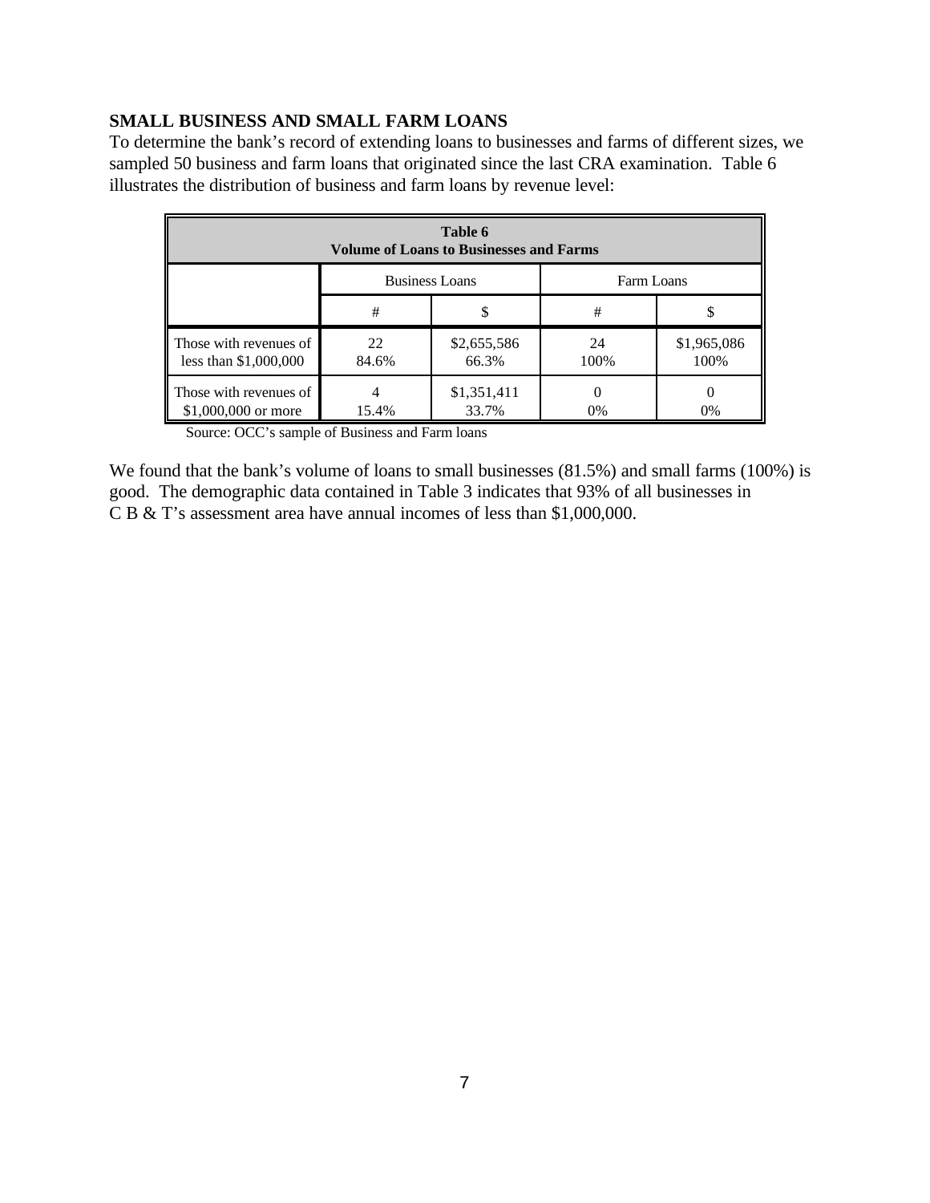**SMALL BUSINESS AND SMALL FARM LOANS**

To determine the bank's record of extending loans to businesses and farms of different sizes, we sampled 50 business and farm loans that originated since the last CRA examination. Table 6 illustrates the distribution of business and farm loans by revenue level:

**Table 6**
**Volume of Loans to Businesses and Farms**

| | Business Loans | | Farm Loans | |
|---|---|---|---|---|
| | # | $ | # | $ |
| Those with revenues of less than $1,000,000 | 22<br>84.6% | $2,655,586<br>66.3% | 24<br>100% | $1,965,086<br>100% |
| Those with revenues of $1,000,000 or more | 4<br>15.4% | $1,351,411<br>33.7% | 0<br>0% | 0<br>0% |

Source: OCC's sample of Business and Farm loans

We found that the bank's volume of loans to small businesses (81.5%) and small farms (100%) is good. The demographic data contained in Table 3 indicates that 93% of all businesses in C B & T's assessment area have annual incomes of less than $1,000,000.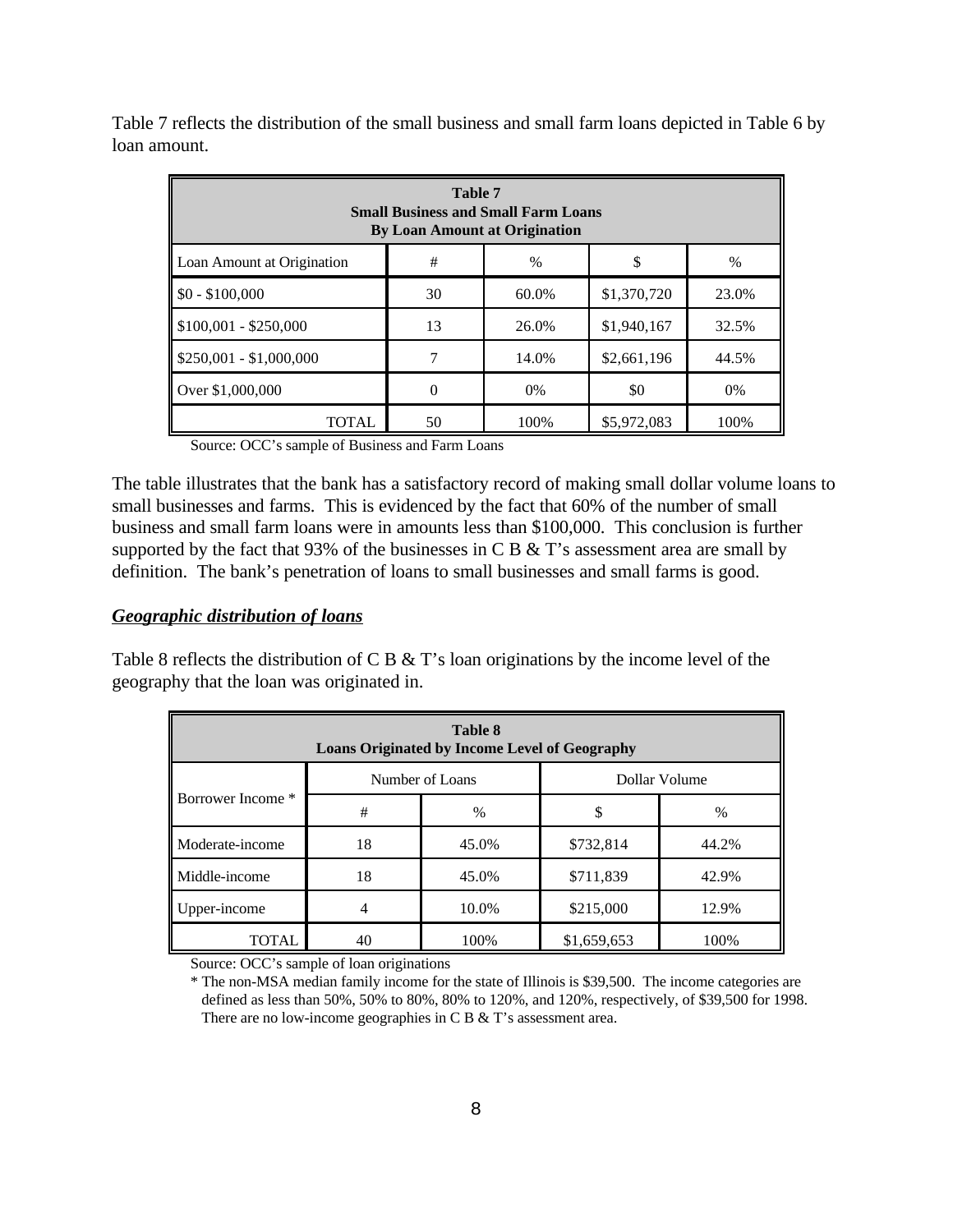Table 7 reflects the distribution of the small business and small farm loans depicted in Table 6 by loan amount.

| **Table 7**<br>**Small Business and Small Farm Loans**<br>**By Loan Amount at Origination** | | | | |
|---|---|---|---|---|
| Loan Amount at Origination | # | % | $ | % |
| $0 - $100,000 | 30 | 60.0% | $1,370,720 | 23.0% |
| $100,001 - $250,000 | 13 | 26.0% | $1,940,167 | 32.5% |
| $250,001 - $1,000,000 | 7 | 14.0% | $2,661,196 | 44.5% |
| Over $1,000,000 | 0 | 0% | $0 | 0% |
| TOTAL | 50 | 100% | $5,972,083 | 100% |

Source: OCC's sample of Business and Farm Loans

The table illustrates that the bank has a satisfactory record of making small dollar volume loans to small businesses and farms. This is evidenced by the fact that 60% of the number of small business and small farm loans were in amounts less than $100,000. This conclusion is further supported by the fact that 93% of the businesses in C B & T's assessment area are small by definition. The bank's penetration of loans to small businesses and small farms is good.

***Geographic distribution of loans***

Table 8 reflects the distribution of C B & T's loan originations by the income level of the geography that the loan was originated in.

| **Table 8**<br>**Loans Originated by Income Level of Geography** | | | | |
|---|---|---|---|---|
| Borrower Income * | Number of Loans | | Dollar Volume | |
| | # | % | $ | % |
| Moderate-income | 18 | 45.0% | $732,814 | 44.2% |
| Middle-income | 18 | 45.0% | $711,839 | 42.9% |
| Upper-income | 4 | 10.0% | $215,000 | 12.9% |
| TOTAL | 40 | 100% | $1,659,653 | 100% |

Source: OCC's sample of loan originations

* The non-MSA median family income for the state of Illinois is $39,500. The income categories are defined as less than 50%, 50% to 80%, 80% to 120%, and 120%, respectively, of $39,500 for 1998. There are no low-income geographies in C B & T's assessment area.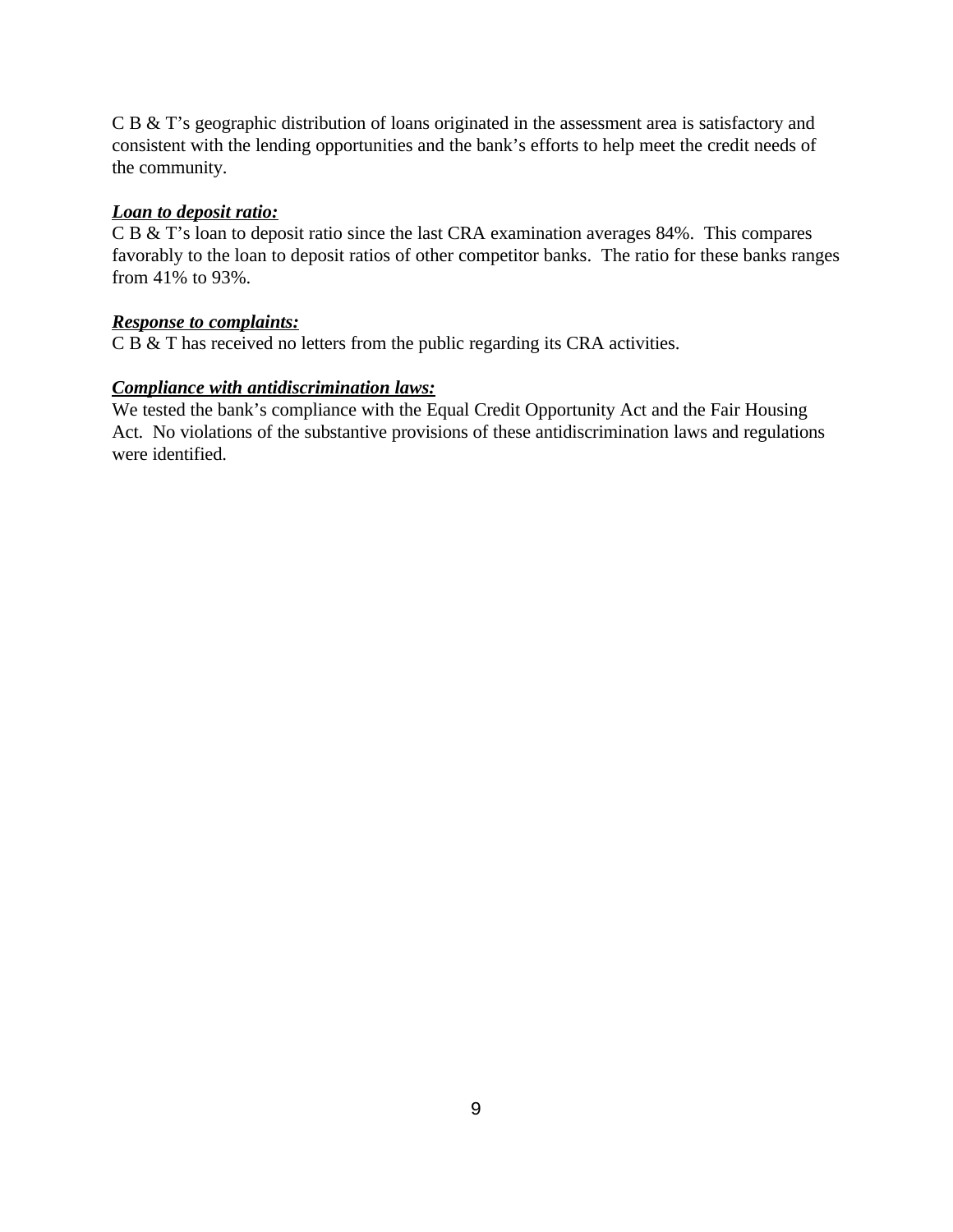C B & T's geographic distribution of loans originated in the assessment area is satisfactory and consistent with the lending opportunities and the bank's efforts to help meet the credit needs of the community.

***Loan to deposit ratio:***
C B & T's loan to deposit ratio since the last CRA examination averages 84%. This compares favorably to the loan to deposit ratios of other competitor banks. The ratio for these banks ranges from 41% to 93%.

***Response to complaints:***
C B & T has received no letters from the public regarding its CRA activities.

***Compliance with antidiscrimination laws:***
We tested the bank's compliance with the Equal Credit Opportunity Act and the Fair Housing Act. No violations of the substantive provisions of these antidiscrimination laws and regulations were identified.